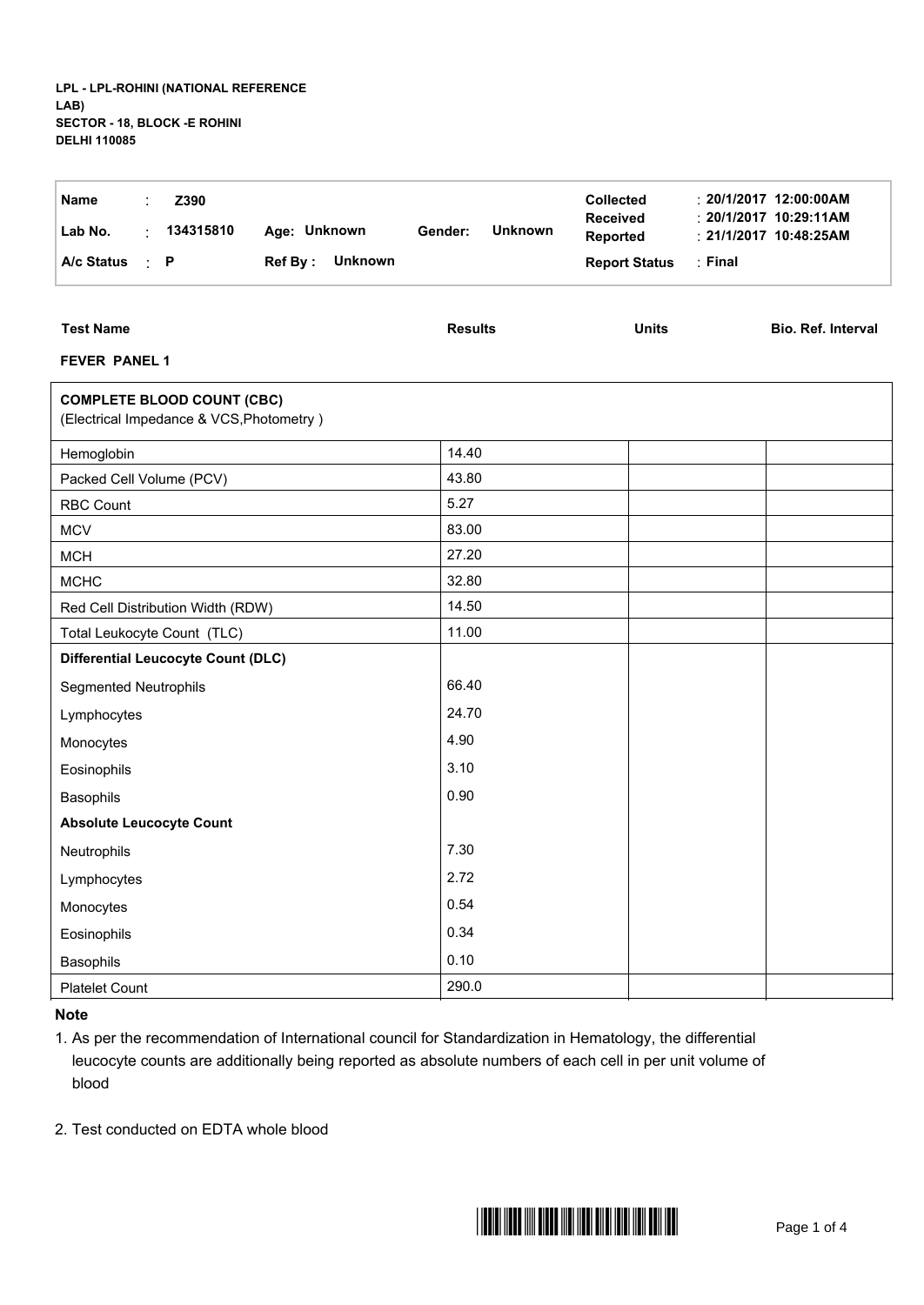**LPL - LPL-ROHINI (NATIONAL REFERENCE LAB)**
**SECTOR - 18, BLOCK -E ROHINI**
**DELHI 110085**

| | | | | |
|---|---|---|---|---|
| **Name** : **Z390** | | | **Collected** | : **20/1/2017 12:00:00AM** |
| **Lab No.** : **134315810** | **Age: Unknown** | **Gender: Unknown** | **Received** | : **20/1/2017 10:29:11AM** |
| | | | **Reported** | : **21/1/2017 10:48:25AM** |
| **A/c Status** : **P** | **Ref By : Unknown** | | **Report Status** | : **Final** |

| **Test Name** | **Results** | **Units** | **Bio. Ref. Interval** |
|---|---|---|---|
| **FEVER PANEL 1** | | | |
| **COMPLETE BLOOD COUNT (CBC)** (Electrical Impedance & VCS,Photometry ) | | | |
| Hemoglobin | 14.40 | | |
| Packed Cell Volume (PCV) | 43.80 | | |
| RBC Count | 5.27 | | |
| MCV | 83.00 | | |
| MCH | 27.20 | | |
| MCHC | 32.80 | | |
| Red Cell Distribution Width (RDW) | 14.50 | | |
| Total Leukocyte Count (TLC) | 11.00 | | |
| **Differential Leucocyte Count (DLC)** | | | |
| Segmented Neutrophils | 66.40 | | |
| Lymphocytes | 24.70 | | |
| Monocytes | 4.90 | | |
| Eosinophils | 3.10 | | |
| Basophils | 0.90 | | |
| **Absolute Leucocyte Count** | | | |
| Neutrophils | 7.30 | | |
| Lymphocytes | 2.72 | | |
| Monocytes | 0.54 | | |
| Eosinophils | 0.34 | | |
| Basophils | 0.10 | | |
| Platelet Count | 290.0 | | |

**Note**

1. As per the recommendation of International council for Standardization in Hematology, the differential leucocyte counts are additionally being reported as absolute numbers of each cell in per unit volume of blood

2. Test conducted on EDTA whole blood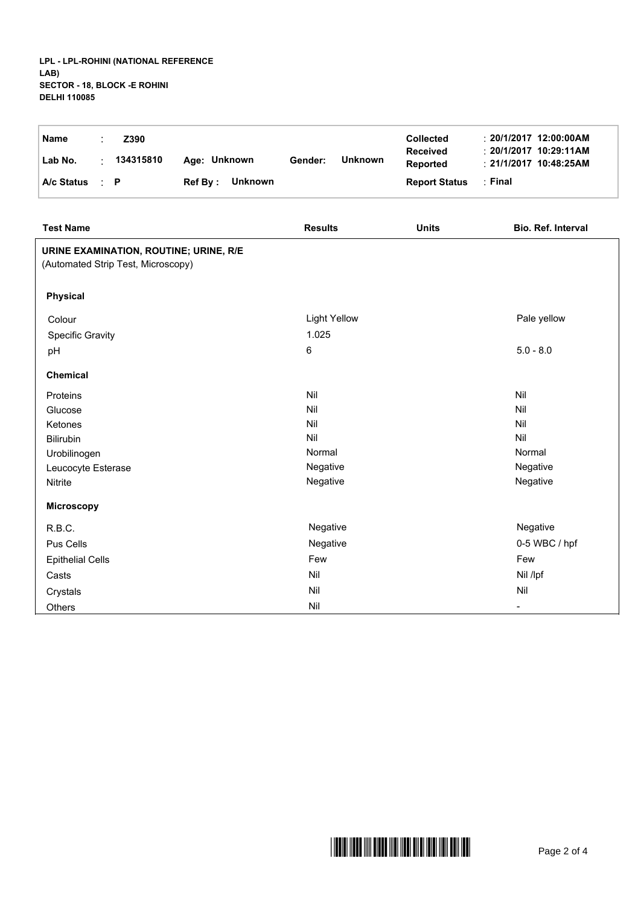**LPL - LPL-ROHINI (NATIONAL REFERENCE LAB)**
**SECTOR - 18, BLOCK -E ROHINI**
**DELHI 110085**

| | | | | | |
|---|---|---|---|---|---|
| **Name** | : **Z390** | | | **Collected** | : **20/1/2017 12:00:00AM** |
| **Lab No.** | : **134315810** | **Age: Unknown** | **Gender: Unknown** | **Received** | : **20/1/2017 10:29:11AM** |
| | | | | **Reported** | : **21/1/2017 10:48:25AM** |
| **A/c Status** | : **P** | **Ref By : Unknown** | | **Report Status** | : **Final** |

| Test Name | Results | Units | Bio. Ref. Interval |
|---|---|---|---|
| **URINE EXAMINATION, ROUTINE; URINE, R/E** (Automated Strip Test, Microscopy) | | | |
| **Physical** | | | |
| Colour | Light Yellow | | Pale yellow |
| Specific Gravity | 1.025 | | |
| pH | 6 | | 5.0 - 8.0 |
| **Chemical** | | | |
| Proteins | Nil | | Nil |
| Glucose | Nil | | Nil |
| Ketones | Nil | | Nil |
| Bilirubin | Nil | | Nil |
| Urobilinogen | Normal | | Normal |
| Leucocyte Esterase | Negative | | Negative |
| Nitrite | Negative | | Negative |
| **Microscopy** | | | |
| R.B.C. | Negative | | Negative |
| Pus Cells | Negative | | 0-5 WBC / hpf |
| Epithelial Cells | Few | | Few |
| Casts | Nil | | Nil /lpf |
| Crystals | Nil | | Nil |
| Others | Nil | | - |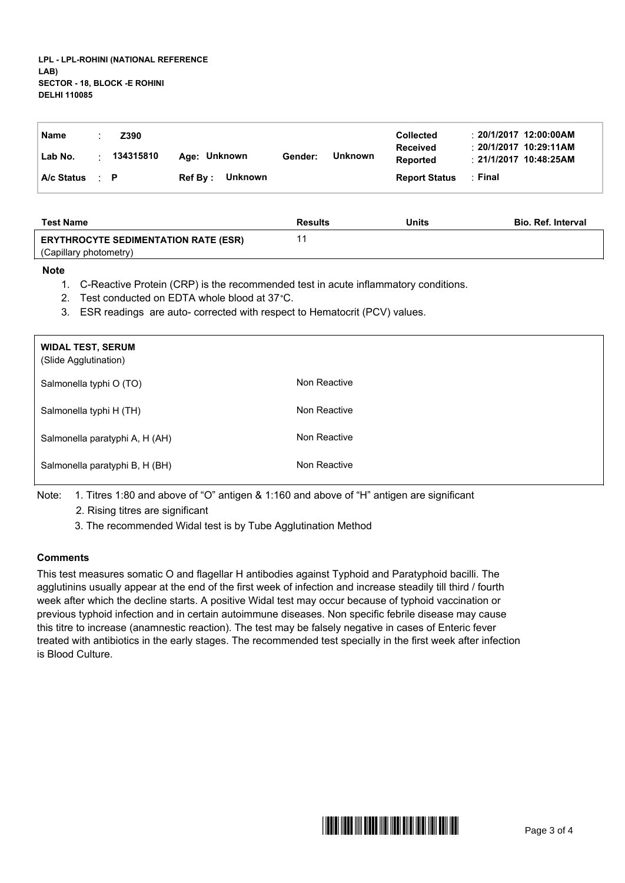**LPL - LPL-ROHINI (NATIONAL REFERENCE LAB)**
**SECTOR - 18, BLOCK -E ROHINI**
**DELHI 110085**

| | | | | | | | |
|---|---|---|---|---|---|---|---|
| **Name** | : **Z390** | | | | | **Collected** | : **20/1/2017 12:00:00AM** |
| **Lab No.** | : **134315810** | **Age: Unknown** | | **Gender:** | **Unknown** | **Received** | : **20/1/2017 10:29:11AM** |
| | | | | | | **Reported** | : **21/1/2017 10:48:25AM** |
| **A/c Status** | : **P** | **Ref By :** | **Unknown** | | | **Report Status** | : **Final** |

| Test Name | Results | Units | Bio. Ref. Interval |
|---|---|---|---|
| **ERYTHROCYTE SEDIMENTATION RATE (ESR)** (Capillary photometry) | 11 | | |

**Note**

1. C-Reactive Protein (CRP) is the recommended test in acute inflammatory conditions.
2. Test conducted on EDTA whole blood at 37°C.
3. ESR readings are auto- corrected with respect to Hematocrit (PCV) values.

**WIDAL TEST, SERUM**
(Slide Agglutination)

| | |
|---|---|
| Salmonella typhi O (TO) | Non Reactive |
| Salmonella typhi H (TH) | Non Reactive |
| Salmonella paratyphi A, H (AH) | Non Reactive |
| Salmonella paratyphi B, H (BH) | Non Reactive |

Note:
1. Titres 1:80 and above of "O" antigen & 1:160 and above of "H" antigen are significant
2. Rising titres are significant
3. The recommended Widal test is by Tube Agglutination Method

**Comments**

This test measures somatic O and flagellar H antibodies against Typhoid and Paratyphoid bacilli. The agglutinins usually appear at the end of the first week of infection and increase steadily till third / fourth week after which the decline starts. A positive Widal test may occur because of typhoid vaccination or previous typhoid infection and in certain autoimmune diseases. Non specific febrile disease may cause this titre to increase (anamnestic reaction). The test may be falsely negative in cases of Enteric fever treated with antibiotics in the early stages. The recommended test specially in the first week after infection is Blood Culture.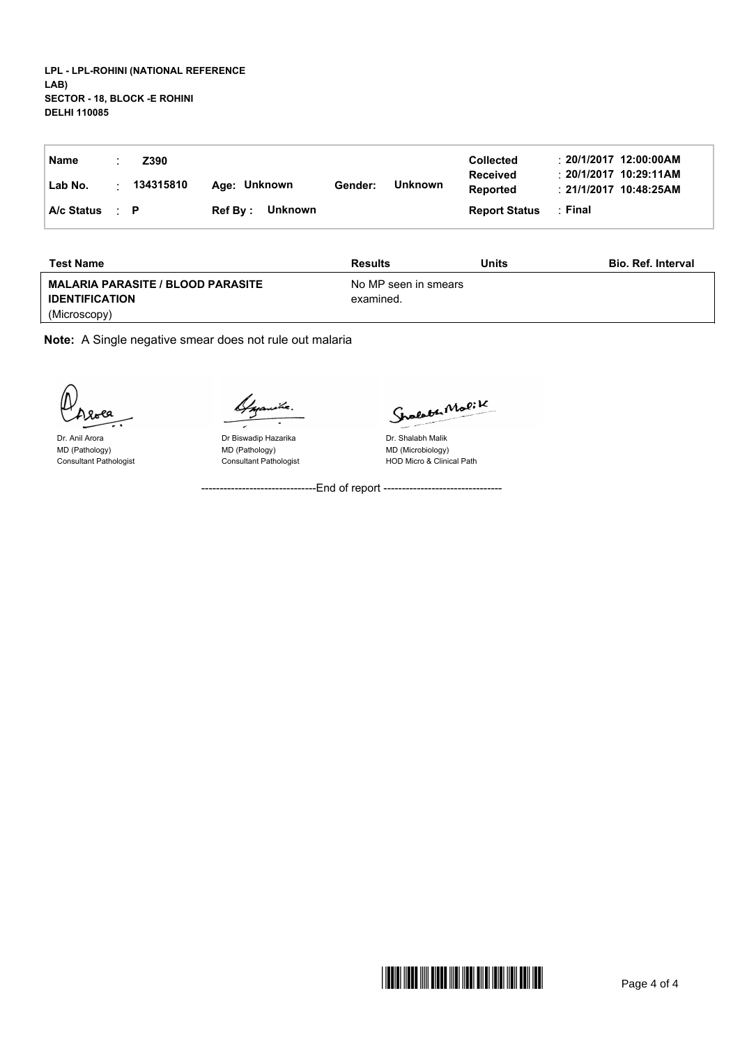**LPL - LPL-ROHINI (NATIONAL REFERENCE LAB)**
**SECTOR - 18, BLOCK -E ROHINI**
**DELHI 110085**

| | | | | | |
|---|---|---|---|---|---|
| **Name** | : **Z390** | | | **Collected** | : **20/1/2017 12:00:00AM** |
| **Lab No.** | : **134315810** | **Age: Unknown** | **Gender: Unknown** | **Received** | : **20/1/2017 10:29:11AM** |
| | | | | **Reported** | : **21/1/2017 10:48:25AM** |
| **A/c Status** | : **P** | **Ref By : Unknown** | | **Report Status** | : **Final** |

| Test Name | Results | Units | Bio. Ref. Interval |
|---|---|---|---|
| **MALARIA PARASITE / BLOOD PARASITE IDENTIFICATION** (Microscopy) | No MP seen in smears examined. | | |

**Note:** A Single negative smear does not rule out malaria

Dr. Anil Arora
MD (Pathology)
Consultant Pathologist

Dr Biswadip Hazarika
MD (Pathology)
Consultant Pathologist

Dr. Shalabh Malik
MD (Microbiology)
HOD Micro & Clinical Path

-------------------------------End of report --------------------------------